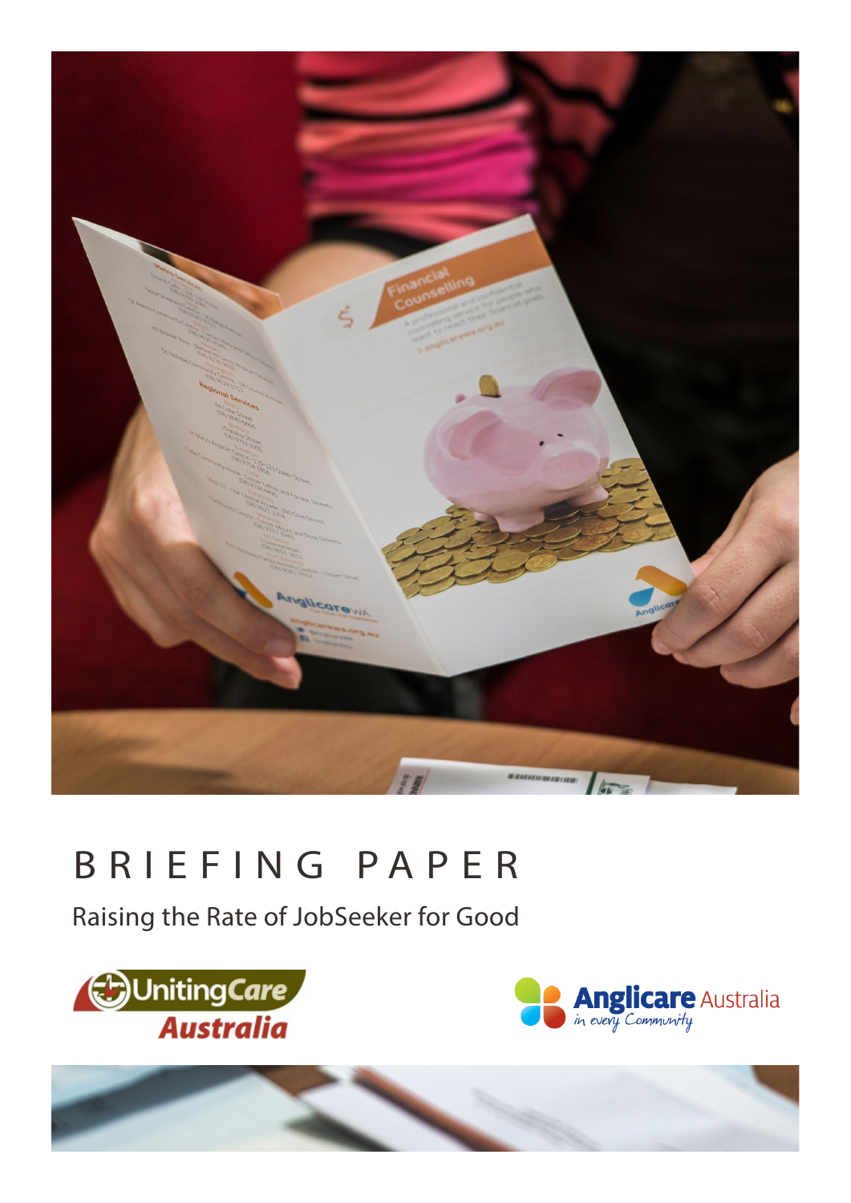# BRIEFING PAPER

## Raising the Rate of JobSeeker for Good

UnitingCare Australia

Anglicare Australia — in every Community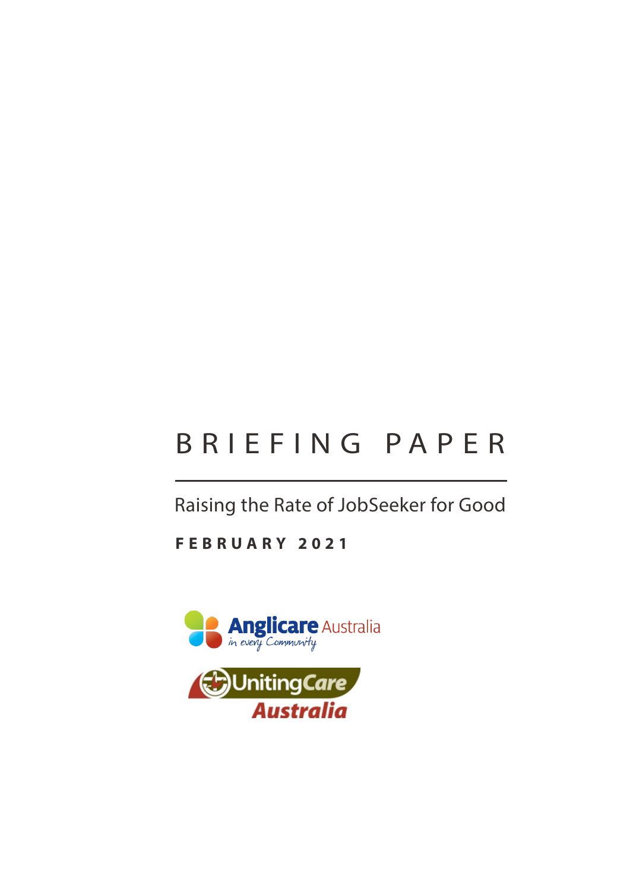# BRIEFING PAPER

Raising the Rate of JobSeeker for Good

**FEBRUARY 2021**

Anglicare Australia
in every Community

UnitingCare Australia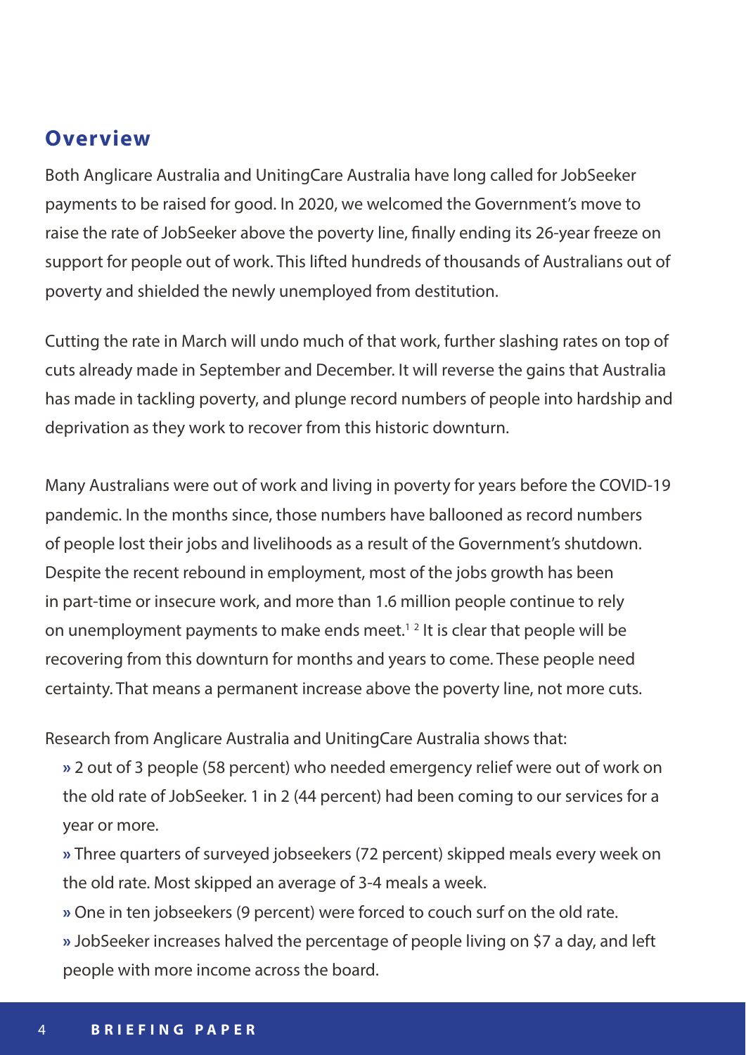## Overview

Both Anglicare Australia and UnitingCare Australia have long called for JobSeeker payments to be raised for good. In 2020, we welcomed the Government's move to raise the rate of JobSeeker above the poverty line, finally ending its 26-year freeze on support for people out of work. This lifted hundreds of thousands of Australians out of poverty and shielded the newly unemployed from destitution.

Cutting the rate in March will undo much of that work, further slashing rates on top of cuts already made in September and December. It will reverse the gains that Australia has made in tackling poverty, and plunge record numbers of people into hardship and deprivation as they work to recover from this historic downturn.

Many Australians were out of work and living in poverty for years before the COVID-19 pandemic. In the months since, those numbers have ballooned as record numbers of people lost their jobs and livelihoods as a result of the Government's shutdown. Despite the recent rebound in employment, most of the jobs growth has been in part-time or insecure work, and more than 1.6 million people continue to rely on unemployment payments to make ends meet.[1 2] It is clear that people will be recovering from this downturn for months and years to come. These people need certainty. That means a permanent increase above the poverty line, not more cuts.

Research from Anglicare Australia and UnitingCare Australia shows that:

- 2 out of 3 people (58 percent) who needed emergency relief were out of work on the old rate of JobSeeker. 1 in 2 (44 percent) had been coming to our services for a year or more.
- Three quarters of surveyed jobseekers (72 percent) skipped meals every week on the old rate. Most skipped an average of 3-4 meals a week.
- One in ten jobseekers (9 percent) were forced to couch surf on the old rate.
- JobSeeker increases halved the percentage of people living on $7 a day, and left people with more income across the board.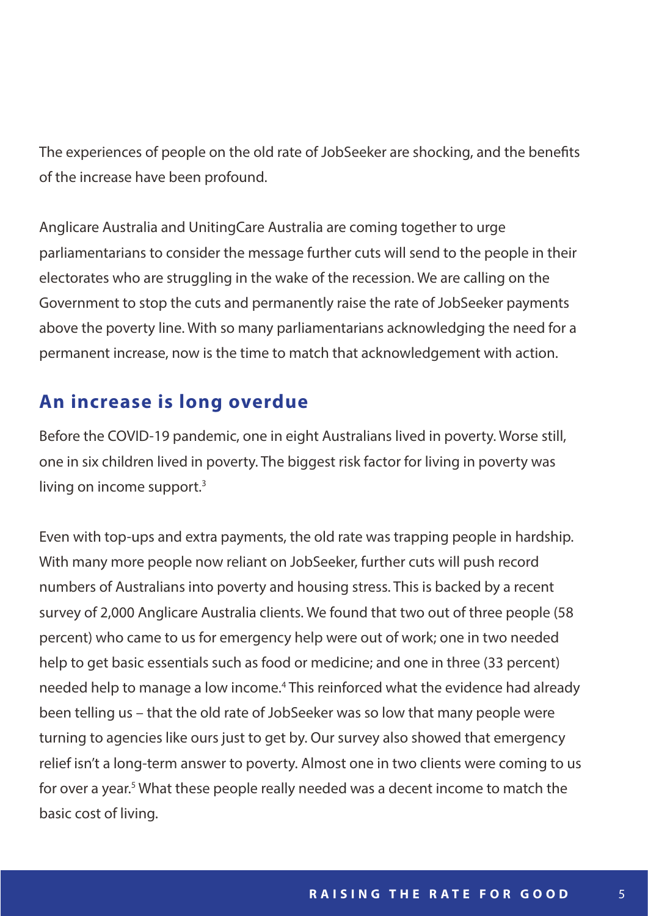The experiences of people on the old rate of JobSeeker are shocking, and the benefits of the increase have been profound.

Anglicare Australia and UnitingCare Australia are coming together to urge parliamentarians to consider the message further cuts will send to the people in their electorates who are struggling in the wake of the recession. We are calling on the Government to stop the cuts and permanently raise the rate of JobSeeker payments above the poverty line. With so many parliamentarians acknowledging the need for a permanent increase, now is the time to match that acknowledgement with action.

## An increase is long overdue

Before the COVID-19 pandemic, one in eight Australians lived in poverty. Worse still, one in six children lived in poverty. The biggest risk factor for living in poverty was living on income support.[3]

Even with top-ups and extra payments, the old rate was trapping people in hardship. With many more people now reliant on JobSeeker, further cuts will push record numbers of Australians into poverty and housing stress. This is backed by a recent survey of 2,000 Anglicare Australia clients. We found that two out of three people (58 percent) who came to us for emergency help were out of work; one in two needed help to get basic essentials such as food or medicine; and one in three (33 percent) needed help to manage a low income.[4] This reinforced what the evidence had already been telling us – that the old rate of JobSeeker was so low that many people were turning to agencies like ours just to get by. Our survey also showed that emergency relief isn't a long-term answer to poverty. Almost one in two clients were coming to us for over a year.[5] What these people really needed was a decent income to match the basic cost of living.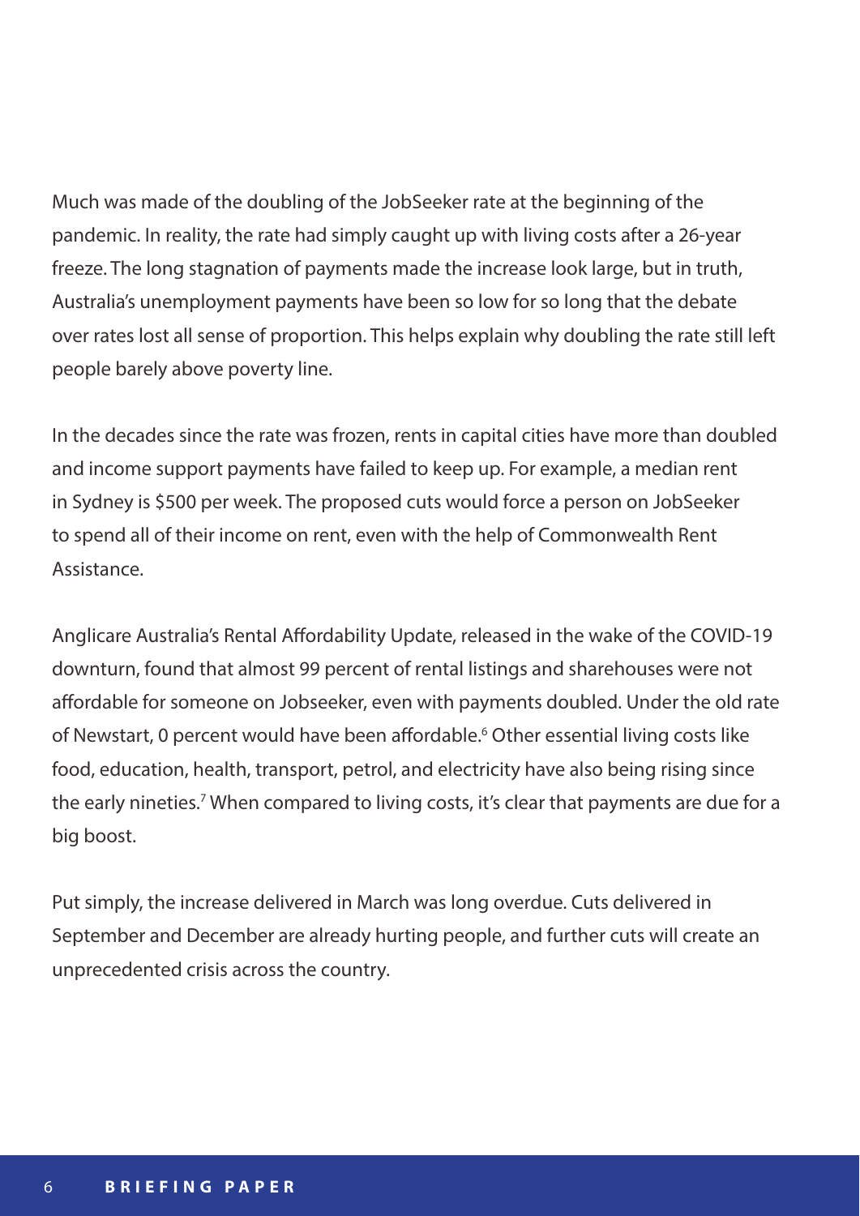Much was made of the doubling of the JobSeeker rate at the beginning of the pandemic. In reality, the rate had simply caught up with living costs after a 26-year freeze. The long stagnation of payments made the increase look large, but in truth, Australia's unemployment payments have been so low for so long that the debate over rates lost all sense of proportion. This helps explain why doubling the rate still left people barely above poverty line.

In the decades since the rate was frozen, rents in capital cities have more than doubled and income support payments have failed to keep up. For example, a median rent in Sydney is $500 per week. The proposed cuts would force a person on JobSeeker to spend all of their income on rent, even with the help of Commonwealth Rent Assistance.

Anglicare Australia's Rental Affordability Update, released in the wake of the COVID-19 downturn, found that almost 99 percent of rental listings and sharehouses were not affordable for someone on Jobseeker, even with payments doubled. Under the old rate of Newstart, 0 percent would have been affordable.[6] Other essential living costs like food, education, health, transport, petrol, and electricity have also being rising since the early nineties.[7] When compared to living costs, it's clear that payments are due for a big boost.

Put simply, the increase delivered in March was long overdue. Cuts delivered in September and December are already hurting people, and further cuts will create an unprecedented crisis across the country.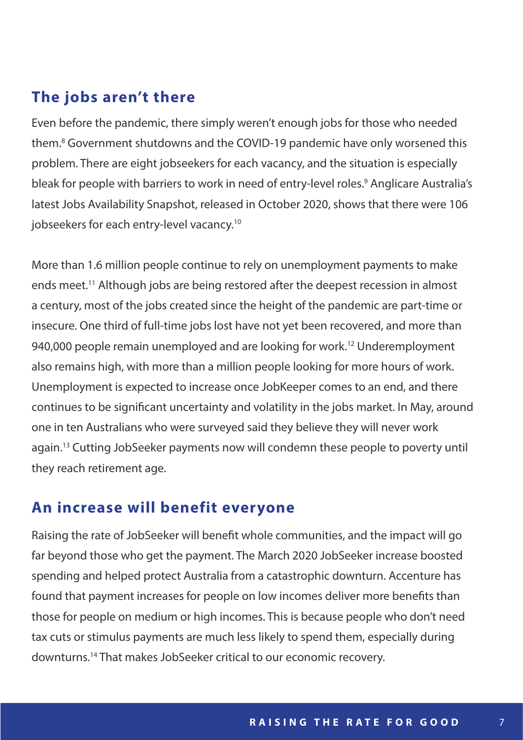## The jobs aren't there

Even before the pandemic, there simply weren't enough jobs for those who needed them.[8] Government shutdowns and the COVID-19 pandemic have only worsened this problem. There are eight jobseekers for each vacancy, and the situation is especially bleak for people with barriers to work in need of entry-level roles.[9] Anglicare Australia's latest Jobs Availability Snapshot, released in October 2020, shows that there were 106 jobseekers for each entry-level vacancy.[10]

More than 1.6 million people continue to rely on unemployment payments to make ends meet.[11] Although jobs are being restored after the deepest recession in almost a century, most of the jobs created since the height of the pandemic are part-time or insecure. One third of full-time jobs lost have not yet been recovered, and more than 940,000 people remain unemployed and are looking for work.[12] Underemployment also remains high, with more than a million people looking for more hours of work. Unemployment is expected to increase once JobKeeper comes to an end, and there continues to be significant uncertainty and volatility in the jobs market. In May, around one in ten Australians who were surveyed said they believe they will never work again.[13] Cutting JobSeeker payments now will condemn these people to poverty until they reach retirement age.

## An increase will benefit everyone

Raising the rate of JobSeeker will benefit whole communities, and the impact will go far beyond those who get the payment. The March 2020 JobSeeker increase boosted spending and helped protect Australia from a catastrophic downturn. Accenture has found that payment increases for people on low incomes deliver more benefits than those for people on medium or high incomes. This is because people who don't need tax cuts or stimulus payments are much less likely to spend them, especially during downturns.[14] That makes JobSeeker critical to our economic recovery.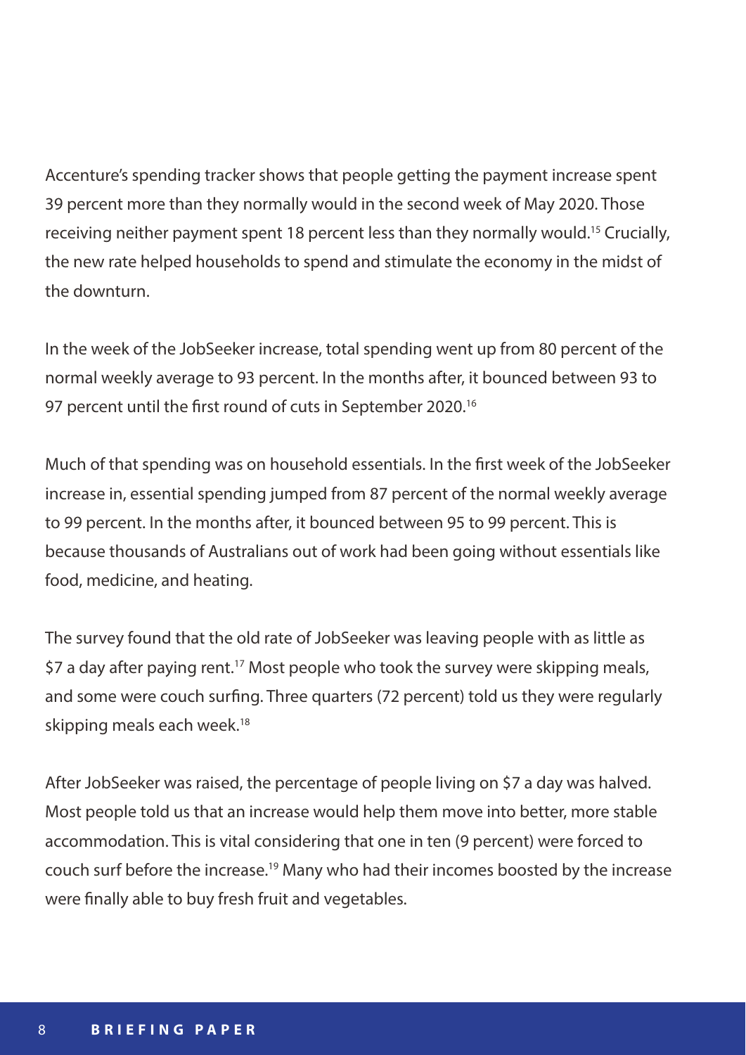Accenture's spending tracker shows that people getting the payment increase spent 39 percent more than they normally would in the second week of May 2020. Those receiving neither payment spent 18 percent less than they normally would.[15] Crucially, the new rate helped households to spend and stimulate the economy in the midst of the downturn.

In the week of the JobSeeker increase, total spending went up from 80 percent of the normal weekly average to 93 percent. In the months after, it bounced between 93 to 97 percent until the first round of cuts in September 2020.[16]

Much of that spending was on household essentials. In the first week of the JobSeeker increase in, essential spending jumped from 87 percent of the normal weekly average to 99 percent. In the months after, it bounced between 95 to 99 percent. This is because thousands of Australians out of work had been going without essentials like food, medicine, and heating.

The survey found that the old rate of JobSeeker was leaving people with as little as $7 a day after paying rent.[17] Most people who took the survey were skipping meals, and some were couch surfing. Three quarters (72 percent) told us they were regularly skipping meals each week.[18]

After JobSeeker was raised, the percentage of people living on $7 a day was halved. Most people told us that an increase would help them move into better, more stable accommodation. This is vital considering that one in ten (9 percent) were forced to couch surf before the increase.[19] Many who had their incomes boosted by the increase were finally able to buy fresh fruit and vegetables.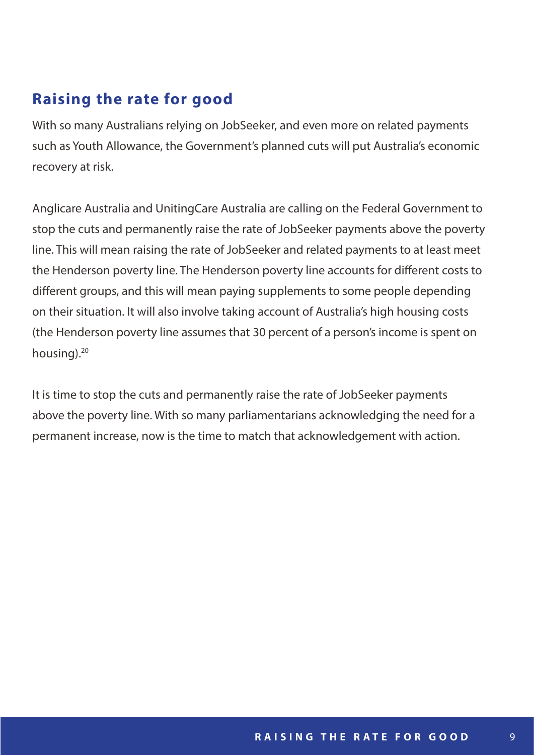## Raising the rate for good

With so many Australians relying on JobSeeker, and even more on related payments such as Youth Allowance, the Government's planned cuts will put Australia's economic recovery at risk.

Anglicare Australia and UnitingCare Australia are calling on the Federal Government to stop the cuts and permanently raise the rate of JobSeeker payments above the poverty line. This will mean raising the rate of JobSeeker and related payments to at least meet the Henderson poverty line. The Henderson poverty line accounts for different costs to different groups, and this will mean paying supplements to some people depending on their situation. It will also involve taking account of Australia's high housing costs (the Henderson poverty line assumes that 30 percent of a person's income is spent on housing).[20]

It is time to stop the cuts and permanently raise the rate of JobSeeker payments above the poverty line. With so many parliamentarians acknowledging the need for a permanent increase, now is the time to match that acknowledgement with action.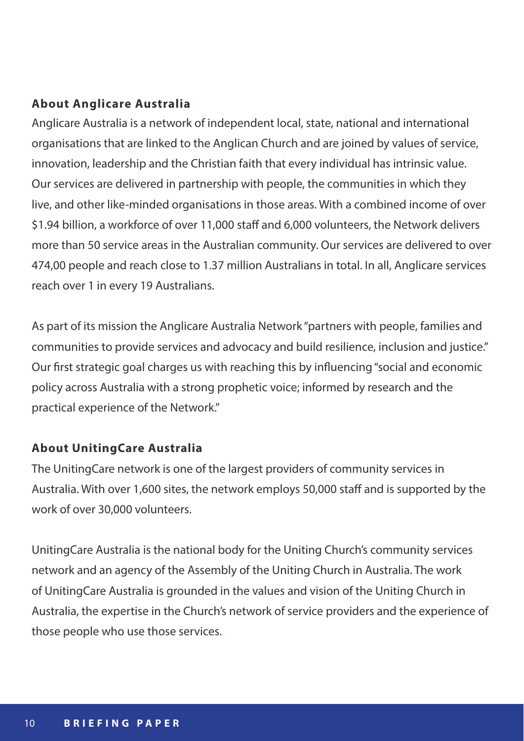## About Anglicare Australia

Anglicare Australia is a network of independent local, state, national and international organisations that are linked to the Anglican Church and are joined by values of service, innovation, leadership and the Christian faith that every individual has intrinsic value. Our services are delivered in partnership with people, the communities in which they live, and other like-minded organisations in those areas. With a combined income of over $1.94 billion, a workforce of over 11,000 staff and 6,000 volunteers, the Network delivers more than 50 service areas in the Australian community. Our services are delivered to over 474,00 people and reach close to 1.37 million Australians in total. In all, Anglicare services reach over 1 in every 19 Australians.

As part of its mission the Anglicare Australia Network "partners with people, families and communities to provide services and advocacy and build resilience, inclusion and justice." Our first strategic goal charges us with reaching this by influencing "social and economic policy across Australia with a strong prophetic voice; informed by research and the practical experience of the Network."

## About UnitingCare Australia

The UnitingCare network is one of the largest providers of community services in Australia. With over 1,600 sites, the network employs 50,000 staff and is supported by the work of over 30,000 volunteers.

UnitingCare Australia is the national body for the Uniting Church's community services network and an agency of the Assembly of the Uniting Church in Australia. The work of UnitingCare Australia is grounded in the values and vision of the Uniting Church in Australia, the expertise in the Church's network of service providers and the experience of those people who use those services.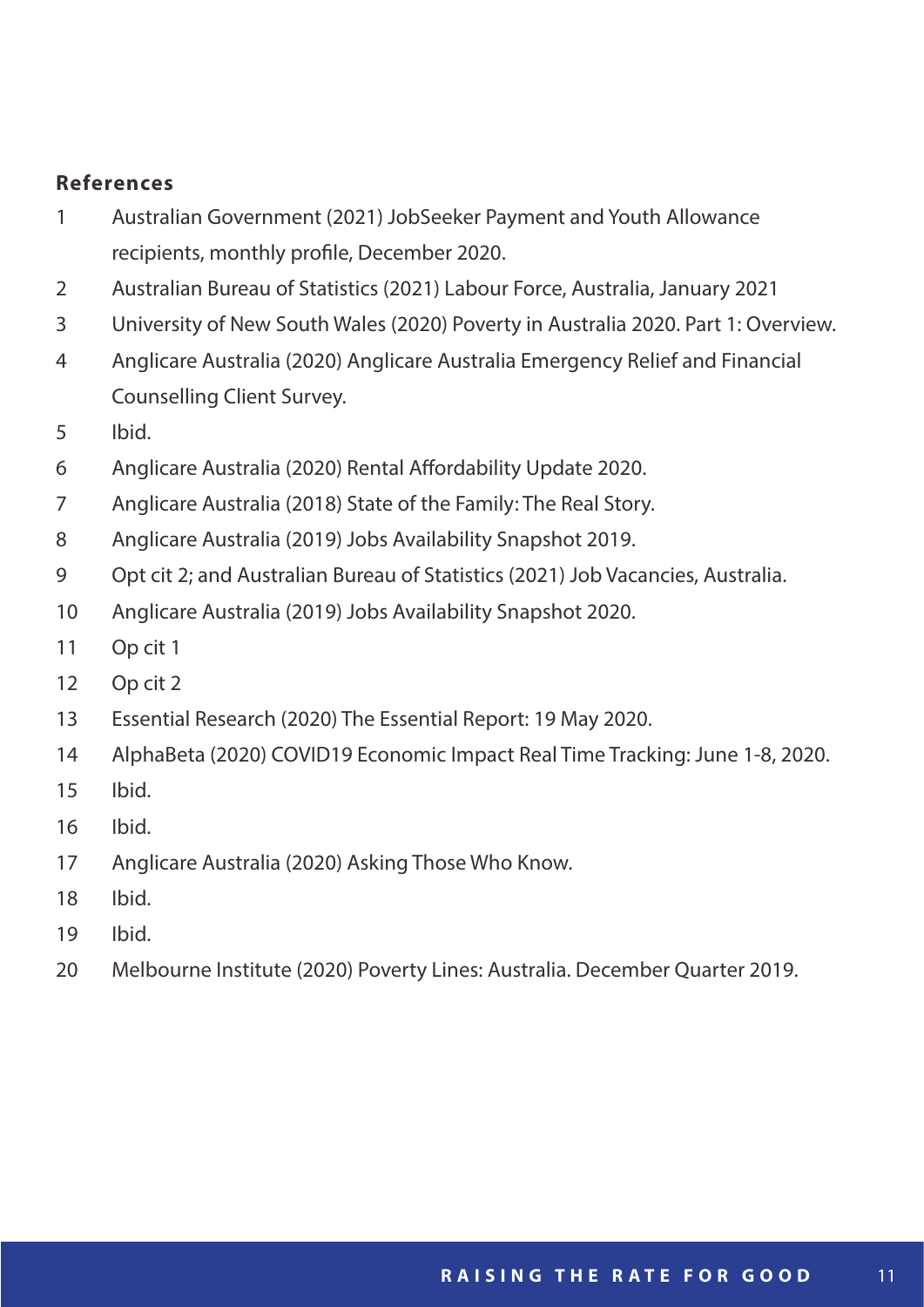**References**

1. Australian Government (2021) JobSeeker Payment and Youth Allowance recipients, monthly profile, December 2020.
2. Australian Bureau of Statistics (2021) Labour Force, Australia, January 2021
3. University of New South Wales (2020) Poverty in Australia 2020. Part 1: Overview.
4. Anglicare Australia (2020) Anglicare Australia Emergency Relief and Financial Counselling Client Survey.
5. Ibid.
6. Anglicare Australia (2020) Rental Affordability Update 2020.
7. Anglicare Australia (2018) State of the Family: The Real Story.
8. Anglicare Australia (2019) Jobs Availability Snapshot 2019.
9. Opt cit 2; and Australian Bureau of Statistics (2021) Job Vacancies, Australia.
10. Anglicare Australia (2019) Jobs Availability Snapshot 2020.
11. Op cit 1
12. Op cit 2
13. Essential Research (2020) The Essential Report: 19 May 2020.
14. AlphaBeta (2020) COVID19 Economic Impact Real Time Tracking: June 1-8, 2020.
15. Ibid.
16. Ibid.
17. Anglicare Australia (2020) Asking Those Who Know.
18. Ibid.
19. Ibid.
20. Melbourne Institute (2020) Poverty Lines: Australia. December Quarter 2019.